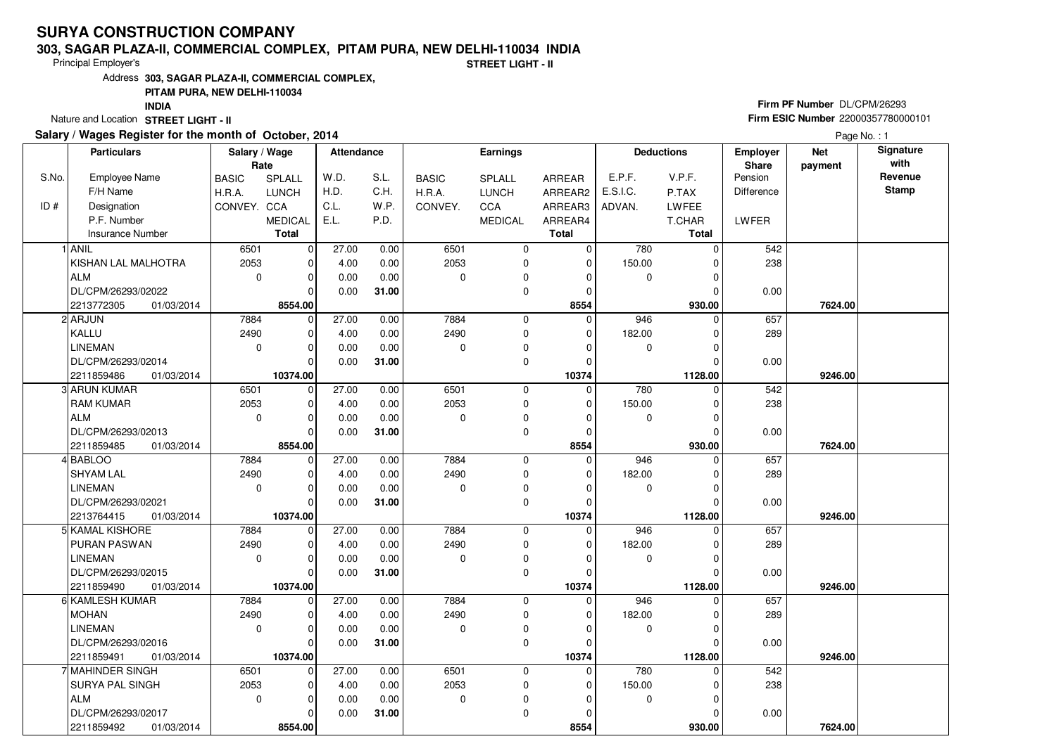# SURYA CONSTRUCTION COMPANY

**303, SAGAR PLAZA-II, COMMERCIAL COMPLEX, PITAM PURA, NEW DELHI-110034 INDIA**

Principal Employer's

**STREET LIGHT - II**

Address **303, SAGAR PLAZA-II, COMMERCIAL COMPLEX, PITAM PURA, NEW DELHI-110034 INDIA**

Nature and Location **STREET LIGHT - II**

**Firm PF Number** DL/CPM/26293

**Firm ESIC Number** 22000357780000101

**Salary / Wages Register for the month of October, 2014**

| S.No. / ID # | Particulars: Employee Name / F/H Name / Designation / P.F. Number / Insurance Number | Salary / Wage Rate: BASIC / H.R.A. / CONVEY. | SPLALL / LUNCH / CCA / MEDICAL / Total | Attendance: W.D. / H.D. / C.L. / E.L. | S.L. / C.H. / W.P. / P.D. | Earnings: BASIC / H.R.A. / CONVEY. | SPLALL / LUNCH / CCA / MEDICAL | ARREAR / ARREAR2 / ARREAR3 / ARREAR4 / Total | Deductions: E.P.F. / E.S.I.C. / ADVAN. | V.P.F. / P.TAX / LWFEE / T.CHAR / Total | Employer Share: Pension / Difference / LWFER | Net payment | Signature with Revenue Stamp |
|---|---|---|---|---|---|---|---|---|---|---|---|---|---|
| 1 | ANIL | 6501 | 0 | 27.00 | 0.00 | 6501 | 0 | 0 | 780 | 0 | 542 | | |
| | KISHAN LAL MALHOTRA | 2053 | 0 | 4.00 | 0.00 | 2053 | 0 | 0 | 150.00 | 0 | 238 | | |
| | ALM | 0 | 0 | 0.00 | 0.00 | 0 | 0 | 0 | 0 | 0 | | | |
| | DL/CPM/26293/02022 | | 0 | 0.00 | **31.00** | | 0 | 0 | | 0 | 0.00 | | |
| | 2213772305 01/03/2014 | | **8554.00** | | | | | **8554** | | **930.00** | | **7624.00** | |
| 2 | ARJUN | 7884 | 0 | 27.00 | 0.00 | 7884 | 0 | 0 | 946 | 0 | 657 | | |
| | KALLU | 2490 | 0 | 4.00 | 0.00 | 2490 | 0 | 0 | 182.00 | 0 | 289 | | |
| | LINEMAN | 0 | 0 | 0.00 | 0.00 | 0 | 0 | 0 | 0 | 0 | | | |
| | DL/CPM/26293/02014 | | 0 | 0.00 | **31.00** | | 0 | 0 | | 0 | 0.00 | | |
| | 2211859486 01/03/2014 | | **10374.00** | | | | | **10374** | | **1128.00** | | **9246.00** | |
| 3 | ARUN KUMAR | 6501 | 0 | 27.00 | 0.00 | 6501 | 0 | 0 | 780 | 0 | 542 | | |
| | RAM KUMAR | 2053 | 0 | 4.00 | 0.00 | 2053 | 0 | 0 | 150.00 | 0 | 238 | | |
| | ALM | 0 | 0 | 0.00 | 0.00 | 0 | 0 | 0 | 0 | 0 | | | |
| | DL/CPM/26293/02013 | | 0 | 0.00 | **31.00** | | 0 | 0 | | 0 | 0.00 | | |
| | 2211859485 01/03/2014 | | **8554.00** | | | | | **8554** | | **930.00** | | **7624.00** | |
| 4 | BABLOO | 7884 | 0 | 27.00 | 0.00 | 7884 | 0 | 0 | 946 | 0 | 657 | | |
| | SHYAM LAL | 2490 | 0 | 4.00 | 0.00 | 2490 | 0 | 0 | 182.00 | 0 | 289 | | |
| | LINEMAN | 0 | 0 | 0.00 | 0.00 | 0 | 0 | 0 | 0 | 0 | | | |
| | DL/CPM/26293/02021 | | 0 | 0.00 | **31.00** | | 0 | 0 | | 0 | 0.00 | | |
| | 2213764415 01/03/2014 | | **10374.00** | | | | | **10374** | | **1128.00** | | **9246.00** | |
| 5 | KAMAL KISHORE | 7884 | 0 | 27.00 | 0.00 | 7884 | 0 | 0 | 946 | 0 | 657 | | |
| | PURAN PASWAN | 2490 | 0 | 4.00 | 0.00 | 2490 | 0 | 0 | 182.00 | 0 | 289 | | |
| | LINEMAN | 0 | 0 | 0.00 | 0.00 | 0 | 0 | 0 | 0 | 0 | | | |
| | DL/CPM/26293/02015 | | 0 | 0.00 | **31.00** | | 0 | 0 | | 0 | 0.00 | | |
| | 2211859490 01/03/2014 | | **10374.00** | | | | | **10374** | | **1128.00** | | **9246.00** | |
| 6 | KAMLESH KUMAR | 7884 | 0 | 27.00 | 0.00 | 7884 | 0 | 0 | 946 | 0 | 657 | | |
| | MOHAN | 2490 | 0 | 4.00 | 0.00 | 2490 | 0 | 0 | 182.00 | 0 | 289 | | |
| | LINEMAN | 0 | 0 | 0.00 | 0.00 | 0 | 0 | 0 | 0 | 0 | | | |
| | DL/CPM/26293/02016 | | 0 | 0.00 | **31.00** | | 0 | 0 | | 0 | 0.00 | | |
| | 2211859491 01/03/2014 | | **10374.00** | | | | | **10374** | | **1128.00** | | **9246.00** | |
| 7 | MAHINDER SINGH | 6501 | 0 | 27.00 | 0.00 | 6501 | 0 | 0 | 780 | 0 | 542 | | |
| | SURYA PAL SINGH | 2053 | 0 | 4.00 | 0.00 | 2053 | 0 | 0 | 150.00 | 0 | 238 | | |
| | ALM | 0 | 0 | 0.00 | 0.00 | 0 | 0 | 0 | 0 | 0 | | | |
| | DL/CPM/26293/02017 | | 0 | 0.00 | **31.00** | | 0 | 0 | | 0 | 0.00 | | |
| | 2211859492 01/03/2014 | | **8554.00** | | | | | **8554** | | **930.00** | | **7624.00** | |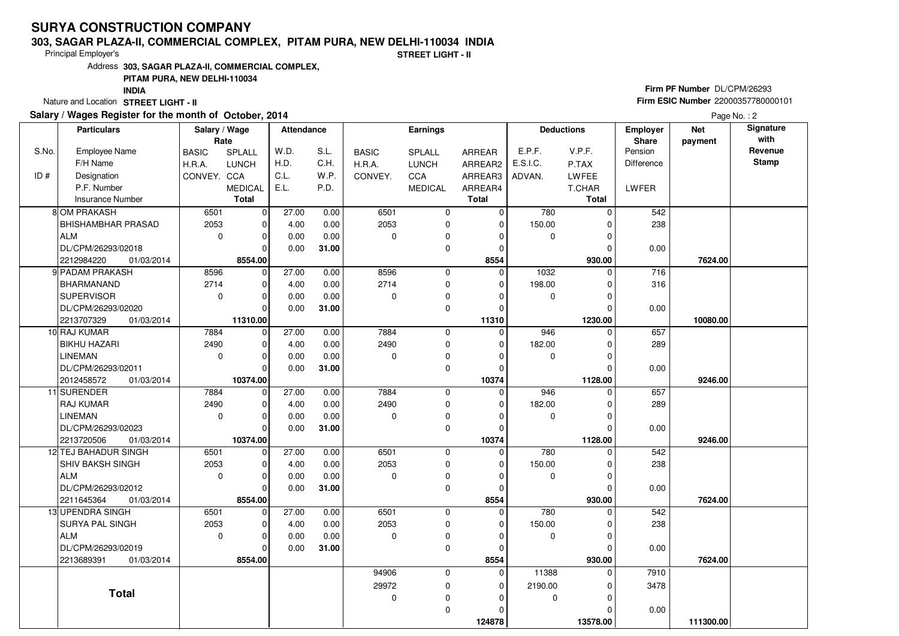# SURYA CONSTRUCTION COMPANY

**303, SAGAR PLAZA-II, COMMERCIAL COMPLEX, PITAM PURA, NEW DELHI-110034 INDIA**

Principal Employer's **STREET LIGHT - II**

Address **303, SAGAR PLAZA-II, COMMERCIAL COMPLEX, PITAM PURA, NEW DELHI-110034 INDIA**

Nature and Location **STREET LIGHT - II**

**Firm PF Number** DL/CPM/26293

**Firm ESIC Number** 22000357780000101

**Salary / Wages Register for the month of October, 2014**

Page No. : 2

| S.No. / ID # | Particulars: Employee Name / F/H Name / Designation / P.F. Number / Insurance Number | Salary / Wage Rate: BASIC / H.R.A. / CONVEY. | Salary / Wage Rate: SPLALL / LUNCH / CCA / MEDICAL / Total | Attendance: W.D. / H.D. / C.L. / E.L. | Attendance: S.L. / C.H. / W.P. / P.D. | Earnings: BASIC / H.R.A. / CONVEY. | Earnings: SPLALL / LUNCH / CCA / MEDICAL | Earnings: ARREAR / ARREAR2 / ARREAR3 / ARREAR4 / Total | Deductions: E.P.F. / E.S.I.C. / ADVAN. | Deductions: V.P.F. / P.TAX / LWFEE / T.CHAR / Total | Employer Share: Pension / Difference / LWFER | Net payment | Signature with Revenue Stamp |
|---|---|---|---|---|---|---|---|---|---|---|---|---|---|
| 8 | OM PRAKASH | 6501 | 0 | 27.00 | 0.00 | 6501 | 0 | 0 | 780 | 0 | 542 | | |
| | BHISHAMBHAR PRASAD | 2053 | 0 | 4.00 | 0.00 | 2053 | 0 | 0 | 150.00 | 0 | 238 | | |
| | ALM | 0 | 0 | 0.00 | 0.00 | 0 | 0 | 0 | 0 | 0 | | | |
| | DL/CPM/26293/02018 | | 0 | 0.00 | 31.00 | | 0 | 0 | | 0 | 0.00 | | |
| | 2212984220 01/03/2014 | | **8554.00** | | | | | **8554** | | **930.00** | | **7624.00** | |
| 9 | PADAM PRAKASH | 8596 | 0 | 27.00 | 0.00 | 8596 | 0 | 0 | 1032 | 0 | 716 | | |
| | BHARMANAND | 2714 | 0 | 4.00 | 0.00 | 2714 | 0 | 0 | 198.00 | 0 | 316 | | |
| | SUPERVISOR | 0 | 0 | 0.00 | 0.00 | 0 | 0 | 0 | 0 | 0 | | | |
| | DL/CPM/26293/02020 | | 0 | 0.00 | 31.00 | | 0 | 0 | | 0 | 0.00 | | |
| | 2213707329 01/03/2014 | | **11310.00** | | | | | **11310** | | **1230.00** | | **10080.00** | |
| 10 | RAJ KUMAR | 7884 | 0 | 27.00 | 0.00 | 7884 | 0 | 0 | 946 | 0 | 657 | | |
| | BIKHU HAZARI | 2490 | 0 | 4.00 | 0.00 | 2490 | 0 | 0 | 182.00 | 0 | 289 | | |
| | LINEMAN | 0 | 0 | 0.00 | 0.00 | 0 | 0 | 0 | 0 | 0 | | | |
| | DL/CPM/26293/02011 | | 0 | 0.00 | 31.00 | | 0 | 0 | | 0 | 0.00 | | |
| | 2012458572 01/03/2014 | | **10374.00** | | | | | **10374** | | **1128.00** | | **9246.00** | |
| 11 | SURENDER | 7884 | 0 | 27.00 | 0.00 | 7884 | 0 | 0 | 946 | 0 | 657 | | |
| | RAJ KUMAR | 2490 | 0 | 4.00 | 0.00 | 2490 | 0 | 0 | 182.00 | 0 | 289 | | |
| | LINEMAN | 0 | 0 | 0.00 | 0.00 | 0 | 0 | 0 | 0 | 0 | | | |
| | DL/CPM/26293/02023 | | 0 | 0.00 | 31.00 | | 0 | 0 | | 0 | 0.00 | | |
| | 2213720506 01/03/2014 | | **10374.00** | | | | | **10374** | | **1128.00** | | **9246.00** | |
| 12 | TEJ BAHADUR SINGH | 6501 | 0 | 27.00 | 0.00 | 6501 | 0 | 0 | 780 | 0 | 542 | | |
| | SHIV BAKSH SINGH | 2053 | 0 | 4.00 | 0.00 | 2053 | 0 | 0 | 150.00 | 0 | 238 | | |
| | ALM | 0 | 0 | 0.00 | 0.00 | 0 | 0 | 0 | 0 | 0 | | | |
| | DL/CPM/26293/02012 | | 0 | 0.00 | 31.00 | | 0 | 0 | | 0 | 0.00 | | |
| | 2211645364 01/03/2014 | | **8554.00** | | | | | **8554** | | **930.00** | | **7624.00** | |
| 13 | UPENDRA SINGH | 6501 | 0 | 27.00 | 0.00 | 6501 | 0 | 0 | 780 | 0 | 542 | | |
| | SURYA PAL SINGH | 2053 | 0 | 4.00 | 0.00 | 2053 | 0 | 0 | 150.00 | 0 | 238 | | |
| | ALM | 0 | 0 | 0.00 | 0.00 | 0 | 0 | 0 | 0 | 0 | | | |
| | DL/CPM/26293/02019 | | 0 | 0.00 | 31.00 | | 0 | 0 | | 0 | 0.00 | | |
| | 2213689391 01/03/2014 | | **8554.00** | | | | | **8554** | | **930.00** | | **7624.00** | |
| | **Total** | | | | | 94906 | 0 | 0 | 11388 | 0 | 7910 | | |
| | | | | | | 29972 | 0 | 0 | 2190.00 | 0 | 3478 | | |
| | | | | | | 0 | 0 | 0 | 0 | 0 | | | |
| | | | | | | | 0 | 0 | | 0 | 0.00 | | |
| | | | | | | | | **124878** | | **13578.00** | | **111300.00** | |